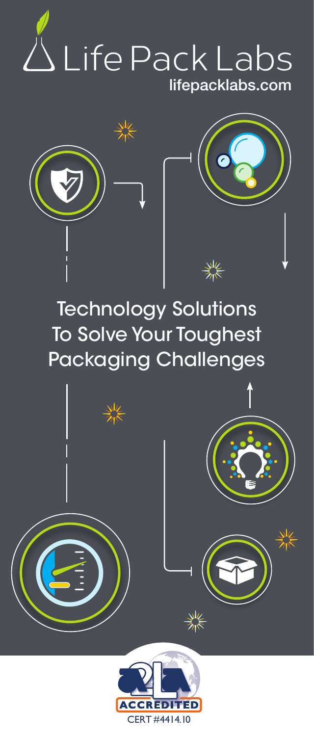# Life Pack Labs

lifepacklabs.com

## Technology Solutions To Solve Your Toughest Packaging Challenges

ACCREDITED

CERT #4414.10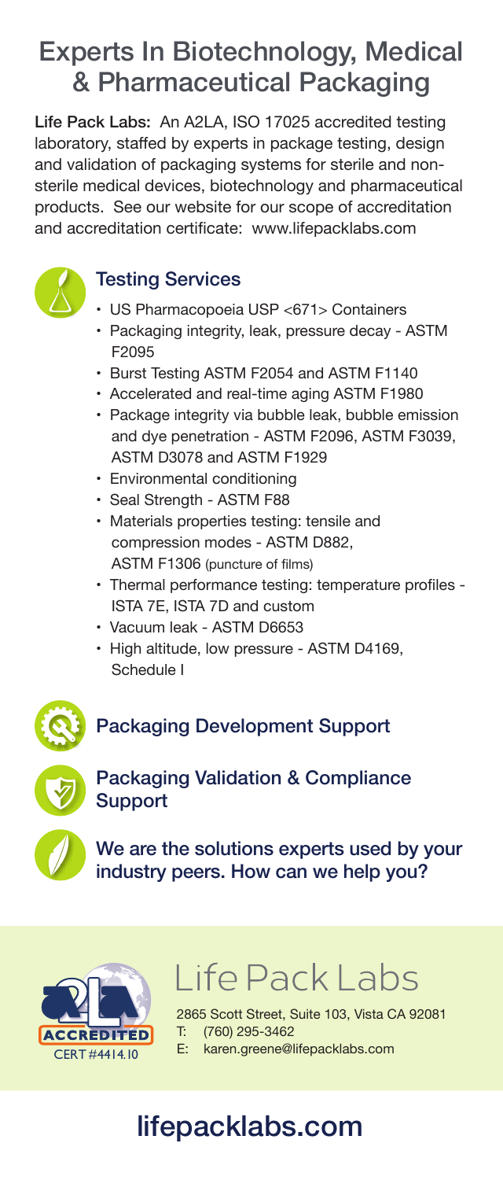# Experts In Biotechnology, Medical & Pharmaceutical Packaging

**Life Pack Labs:** An A2LA, ISO 17025 accredited testing laboratory, staffed by experts in package testing, design and validation of packaging systems for sterile and non-sterile medical devices, biotechnology and pharmaceutical products. See our website for our scope of accreditation and accreditation certificate: www.lifepacklabs.com

## Testing Services

- US Pharmacopoeia USP <671> Containers
- Packaging integrity, leak, pressure decay - ASTM F2095
- Burst Testing ASTM F2054 and ASTM F1140
- Accelerated and real-time aging ASTM F1980
- Package integrity via bubble leak, bubble emission and dye penetration - ASTM F2096, ASTM F3039, ASTM D3078 and ASTM F1929
- Environmental conditioning
- Seal Strength - ASTM F88
- Materials properties testing: tensile and compression modes - ASTM D882, ASTM F1306 (puncture of films)
- Thermal performance testing: temperature profiles - ISTA 7E, ISTA 7D and custom
- Vacuum leak - ASTM D6653
- High altitude, low pressure - ASTM D4169, Schedule I

## Packaging Development Support

## Packaging Validation & Compliance Support

## We are the solutions experts used by your industry peers. How can we help you?

ACCREDITED
CERT #4414.10

# Life Pack Labs

2865 Scott Street, Suite 103, Vista CA 92081
T: (760) 295-3462
E: karen.greene@lifepacklabs.com

## lifepacklabs.com